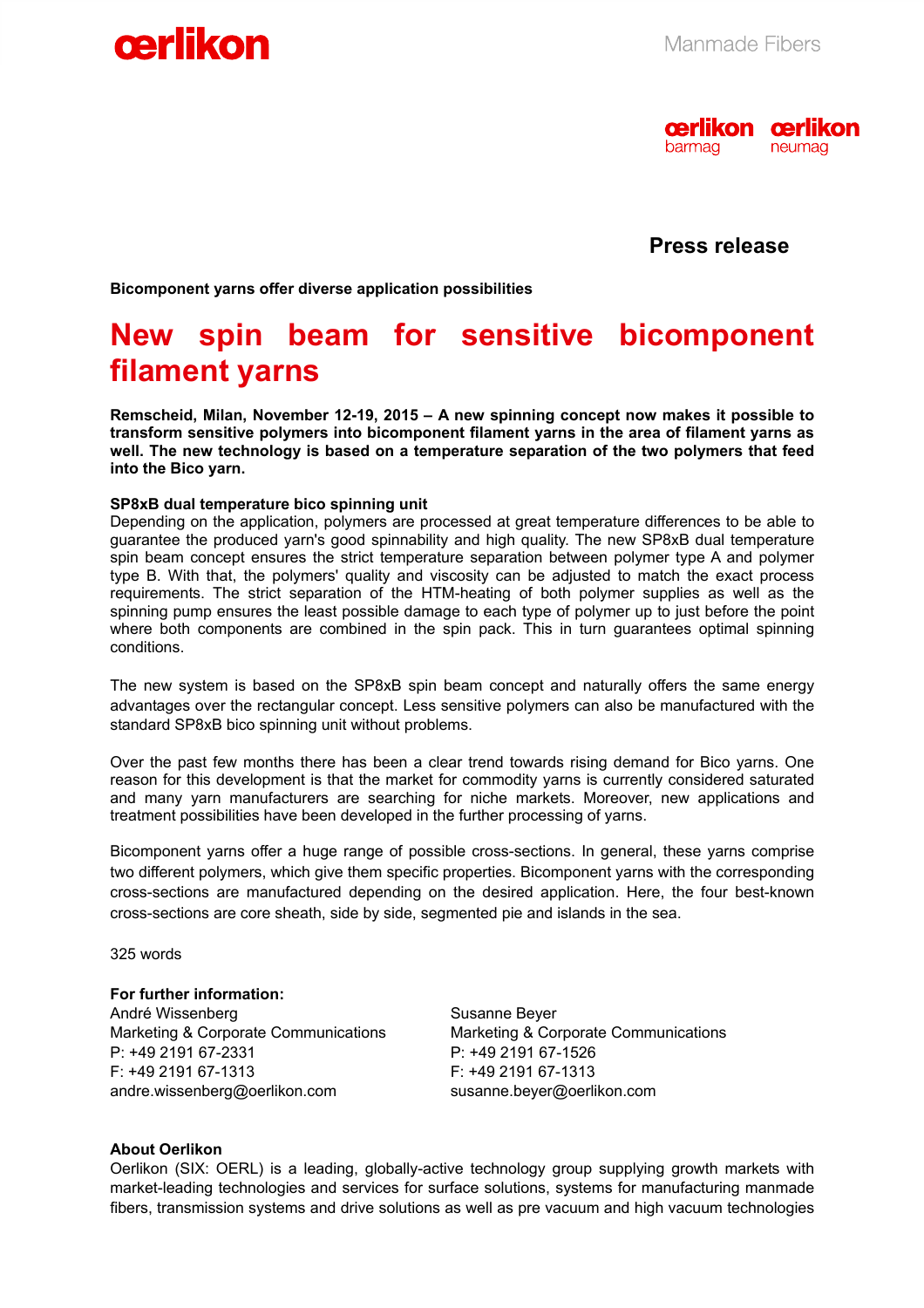**Press release**

**Bicomponent yarns offer diverse application possibilities**

# New spin beam for sensitive bicomponent filament yarns

**Remscheid, Milan, November 12-19, 2015 – A new spinning concept now makes it possible to transform sensitive polymers into bicomponent filament yarns in the area of filament yarns as well. The new technology is based on a temperature separation of the two polymers that feed into the Bico yarn.**

**SP8xB dual temperature bico spinning unit**

Depending on the application, polymers are processed at great temperature differences to be able to guarantee the produced yarn's good spinnability and high quality. The new SP8xB dual temperature spin beam concept ensures the strict temperature separation between polymer type A and polymer type B. With that, the polymers' quality and viscosity can be adjusted to match the exact process requirements. The strict separation of the HTM-heating of both polymer supplies as well as the spinning pump ensures the least possible damage to each type of polymer up to just before the point where both components are combined in the spin pack. This in turn guarantees optimal spinning conditions.

The new system is based on the SP8xB spin beam concept and naturally offers the same energy advantages over the rectangular concept. Less sensitive polymers can also be manufactured with the standard SP8xB bico spinning unit without problems.

Over the past few months there has been a clear trend towards rising demand for Bico yarns. One reason for this development is that the market for commodity yarns is currently considered saturated and many yarn manufacturers are searching for niche markets. Moreover, new applications and treatment possibilities have been developed in the further processing of yarns.

Bicomponent yarns offer a huge range of possible cross-sections. In general, these yarns comprise two different polymers, which give them specific properties. Bicomponent yarns with the corresponding cross-sections are manufactured depending on the desired application. Here, the four best-known cross-sections are core sheath, side by side, segmented pie and islands in the sea.

325 words

**For further information:**

André Wissenberg
Marketing & Corporate Communications
P: +49 2191 67-2331
F: +49 2191 67-1313
andre.wissenberg@oerlikon.com

Susanne Beyer
Marketing & Corporate Communications
P: +49 2191 67-1526
F: +49 2191 67-1313
susanne.beyer@oerlikon.com

**About Oerlikon**

Oerlikon (SIX: OERL) is a leading, globally-active technology group supplying growth markets with market-leading technologies and services for surface solutions, systems for manufacturing manmade fibers, transmission systems and drive solutions as well as pre vacuum and high vacuum technologies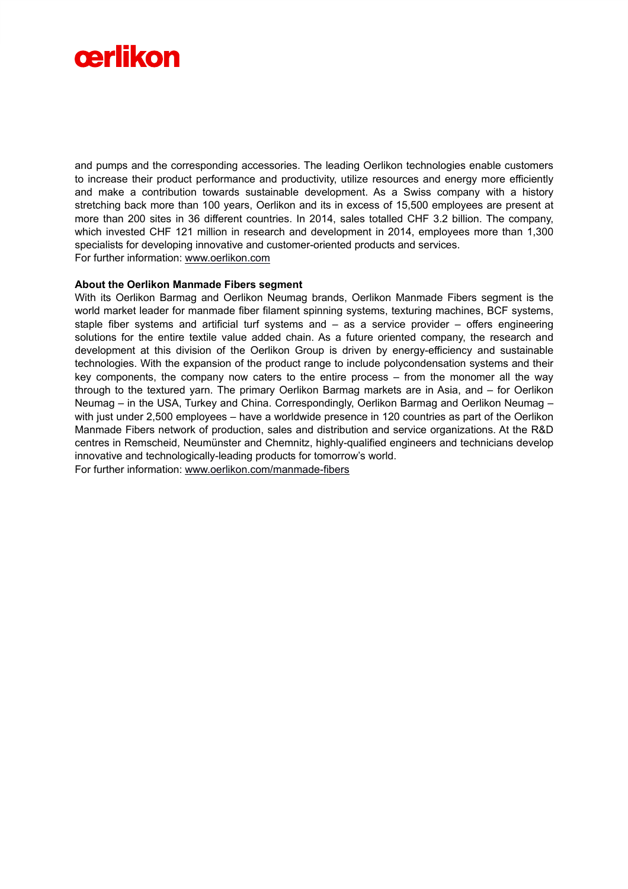and pumps and the corresponding accessories. The leading Oerlikon technologies enable customers to increase their product performance and productivity, utilize resources and energy more efficiently and make a contribution towards sustainable development. As a Swiss company with a history stretching back more than 100 years, Oerlikon and its in excess of 15,500 employees are present at more than 200 sites in 36 different countries. In 2014, sales totalled CHF 3.2 billion. The company, which invested CHF 121 million in research and development in 2014, employees more than 1,300 specialists for developing innovative and customer-oriented products and services.
For further information: www.oerlikon.com

**About the Oerlikon Manmade Fibers segment**
With its Oerlikon Barmag and Oerlikon Neumag brands, Oerlikon Manmade Fibers segment is the world market leader for manmade fiber filament spinning systems, texturing machines, BCF systems, staple fiber systems and artificial turf systems and – as a service provider – offers engineering solutions for the entire textile value added chain. As a future oriented company, the research and development at this division of the Oerlikon Group is driven by energy-efficiency and sustainable technologies. With the expansion of the product range to include polycondensation systems and their key components, the company now caters to the entire process – from the monomer all the way through to the textured yarn. The primary Oerlikon Barmag markets are in Asia, and – for Oerlikon Neumag – in the USA, Turkey and China. Correspondingly, Oerlikon Barmag and Oerlikon Neumag – with just under 2,500 employees – have a worldwide presence in 120 countries as part of the Oerlikon Manmade Fibers network of production, sales and distribution and service organizations. At the R&D centres in Remscheid, Neumünster and Chemnitz, highly-qualified engineers and technicians develop innovative and technologically-leading products for tomorrow's world.
For further information: www.oerlikon.com/manmade-fibers